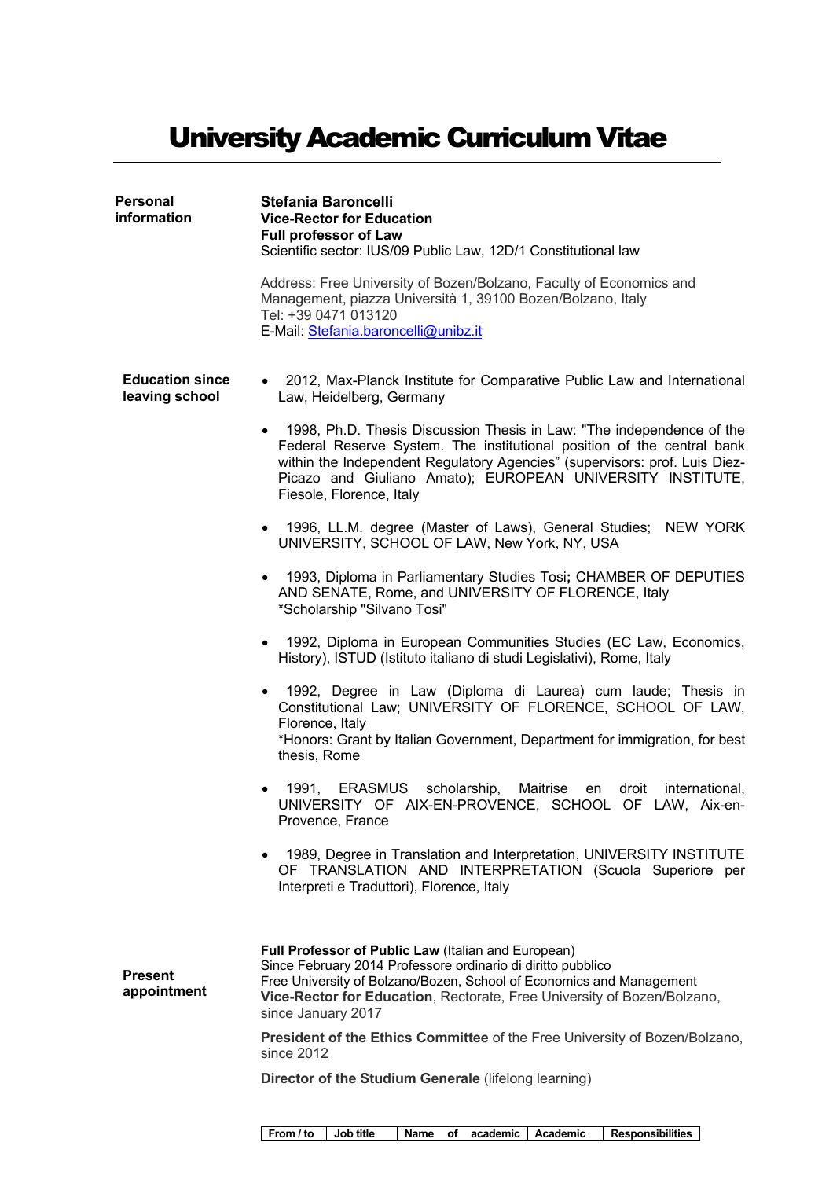# University Academic Curriculum Vitae

## Personal information

**Stefania Baroncelli**
**Vice-Rector for Education**
**Full professor of Law**
Scientific sector: IUS/09 Public Law, 12D/1 Constitutional law

Address: Free University of Bozen/Bolzano, Faculty of Economics and Management, piazza Università 1, 39100 Bozen/Bolzano, Italy
Tel: +39 0471 013120
E-Mail: Stefania.baroncelli@unibz.it

## Education since leaving school

- 2012, Max-Planck Institute for Comparative Public Law and International Law, Heidelberg, Germany
- 1998, Ph.D. Thesis Discussion Thesis in Law: "The independence of the Federal Reserve System. The institutional position of the central bank within the Independent Regulatory Agencies" (supervisors: prof. Luis Diez-Picazo and Giuliano Amato); EUROPEAN UNIVERSITY INSTITUTE, Fiesole, Florence, Italy
- 1996, LL.M. degree (Master of Laws), General Studies; NEW YORK UNIVERSITY, SCHOOL OF LAW, New York, NY, USA
- 1993, Diploma in Parliamentary Studies Tosi**;** CHAMBER OF DEPUTIES AND SENATE, Rome, and UNIVERSITY OF FLORENCE, Italy
  *Scholarship "Silvano Tosi"
- 1992, Diploma in European Communities Studies (EC Law, Economics, History), ISTUD (Istituto italiano di studi Legislativi), Rome, Italy
- 1992, Degree in Law (Diploma di Laurea) cum laude; Thesis in Constitutional Law; UNIVERSITY OF FLORENCE, SCHOOL OF LAW, Florence, Italy
  *Honors: Grant by Italian Government, Department for immigration, for best thesis, Rome
- 1991, ERASMUS scholarship, Maitrise en droit international, UNIVERSITY OF AIX-EN-PROVENCE, SCHOOL OF LAW, Aix-en-Provence, France
- 1989, Degree in Translation and Interpretation, UNIVERSITY INSTITUTE OF TRANSLATION AND INTERPRETATION (Scuola Superiore per Interpreti e Traduttori), Florence, Italy

## Present appointment

**Full Professor of Public Law** (Italian and European)
Since February 2014 Professore ordinario di diritto pubblico
Free University of Bolzano/Bozen, School of Economics and Management
**Vice-Rector for Education**, Rectorate, Free University of Bozen/Bolzano, since January 2017

**President of the Ethics Committee** of the Free University of Bozen/Bolzano, since 2012

**Director of the Studium Generale** (lifelong learning)

| From / to | Job title | Name of academic | Academic | Responsibilities |
|---|---|---|---|---|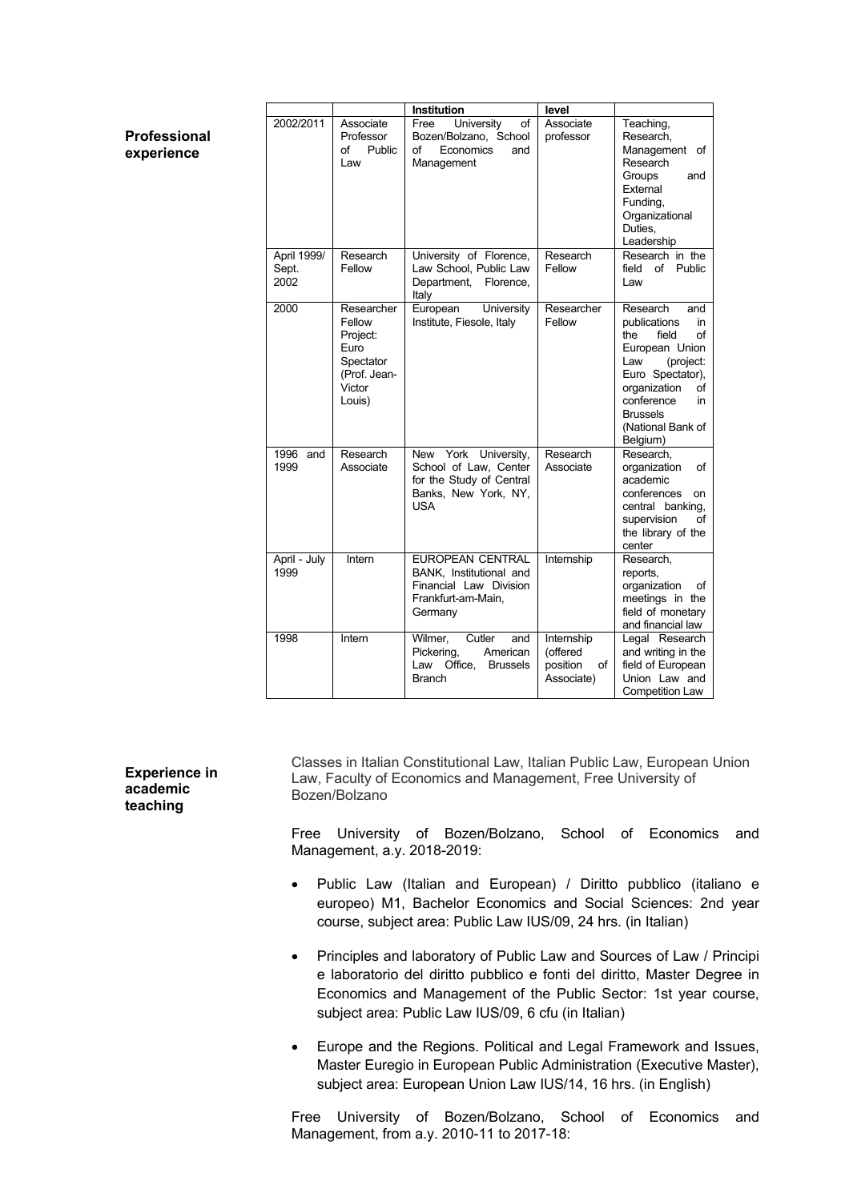**Professional experience**

| | | Institution | level | |
|---|---|---|---|---|
| 2002/2011 | Associate Professor of Public Law | Free University of Bozen/Bolzano, School of Economics and Management | Associate professor | Teaching, Research, Management of Research Groups and External Funding, Organizational Duties, Leadership |
| April 1999/ Sept. 2002 | Research Fellow | University of Florence, Law School, Public Law Department, Florence, Italy | Research Fellow | Research in the field of Public Law |
| 2000 | Researcher Fellow Project: Euro Spectator (Prof. Jean-Victor Louis) | European University Institute, Fiesole, Italy | Researcher Fellow | Research and publications in the field of European Union Law (project: Euro Spectator), organization of conference in Brussels (National Bank of Belgium) |
| 1996 and 1999 | Research Associate | New York University, School of Law, Center for the Study of Central Banks, New York, NY, USA | Research Associate | Research, organization of academic conferences on central banking, supervision of the library of the center |
| April - July 1999 | Intern | EUROPEAN CENTRAL BANK, Institutional and Financial Law Division Frankfurt-am-Main, Germany | Internship | Research, reports, organization of meetings in the field of monetary and financial law |
| 1998 | Intern | Wilmer, Cutler and Pickering, American Law Office, Brussels Branch | Internship (offered position of Associate) | Legal Research and writing in the field of European Union Law and Competition Law |

**Experience in academic teaching**

Classes in Italian Constitutional Law, Italian Public Law, European Union Law, Faculty of Economics and Management, Free University of Bozen/Bolzano

Free University of Bozen/Bolzano, School of Economics and Management, a.y. 2018-2019:

- Public Law (Italian and European) / Diritto pubblico (italiano e europeo) M1, Bachelor Economics and Social Sciences: 2nd year course, subject area: Public Law IUS/09, 24 hrs. (in Italian)
- Principles and laboratory of Public Law and Sources of Law / Principi e laboratorio del diritto pubblico e fonti del diritto, Master Degree in Economics and Management of the Public Sector: 1st year course, subject area: Public Law IUS/09, 6 cfu (in Italian)
- Europe and the Regions. Political and Legal Framework and Issues, Master Euregio in European Public Administration (Executive Master), subject area: European Union Law IUS/14, 16 hrs. (in English)

Free University of Bozen/Bolzano, School of Economics and Management, from a.y. 2010-11 to 2017-18: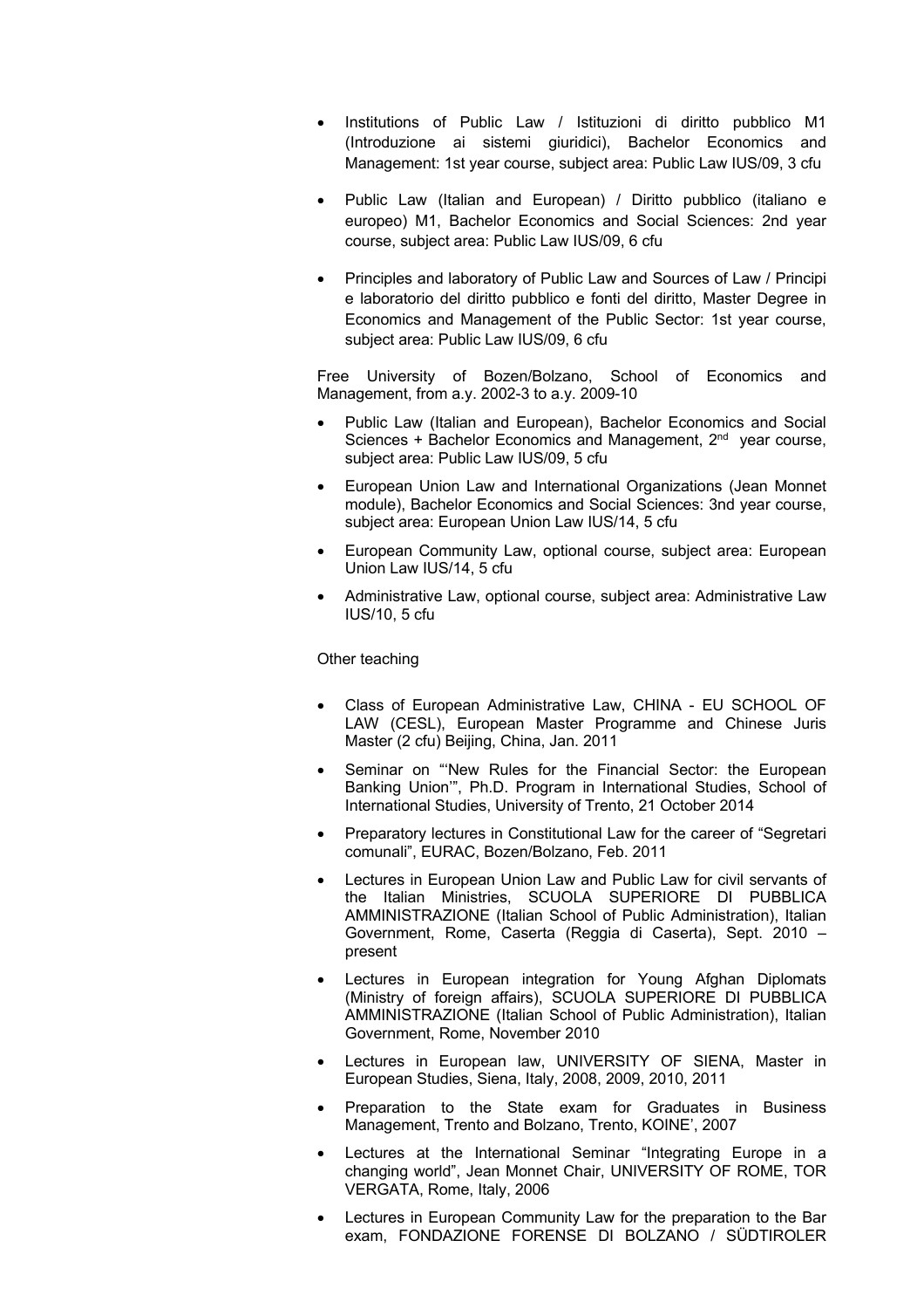- Institutions of Public Law / Istituzioni di diritto pubblico M1 (Introduzione ai sistemi giuridici), Bachelor Economics and Management: 1st year course, subject area: Public Law IUS/09, 3 cfu

- Public Law (Italian and European) / Diritto pubblico (italiano e europeo) M1, Bachelor Economics and Social Sciences: 2nd year course, subject area: Public Law IUS/09, 6 cfu

- Principles and laboratory of Public Law and Sources of Law / Principi e laboratorio del diritto pubblico e fonti del diritto, Master Degree in Economics and Management of the Public Sector: 1st year course, subject area: Public Law IUS/09, 6 cfu

Free University of Bozen/Bolzano, School of Economics and Management, from a.y. 2002-3 to a.y. 2009-10

- Public Law (Italian and European), Bachelor Economics and Social Sciences + Bachelor Economics and Management, 2nd year course, subject area: Public Law IUS/09, 5 cfu
- European Union Law and International Organizations (Jean Monnet module), Bachelor Economics and Social Sciences: 3nd year course, subject area: European Union Law IUS/14, 5 cfu
- European Community Law, optional course, subject area: European Union Law IUS/14, 5 cfu
- Administrative Law, optional course, subject area: Administrative Law IUS/10, 5 cfu

Other teaching

- Class of European Administrative Law, CHINA - EU SCHOOL OF LAW (CESL), European Master Programme and Chinese Juris Master (2 cfu) Beijing, China, Jan. 2011
- Seminar on "'New Rules for the Financial Sector: the European Banking Union'", Ph.D. Program in International Studies, School of International Studies, University of Trento, 21 October 2014
- Preparatory lectures in Constitutional Law for the career of "Segretari comunali", EURAC, Bozen/Bolzano, Feb. 2011
- Lectures in European Union Law and Public Law for civil servants of the Italian Ministries, SCUOLA SUPERIORE DI PUBBLICA AMMINISTRAZIONE (Italian School of Public Administration), Italian Government, Rome, Caserta (Reggia di Caserta), Sept. 2010 – present
- Lectures in European integration for Young Afghan Diplomats (Ministry of foreign affairs), SCUOLA SUPERIORE DI PUBBLICA AMMINISTRAZIONE (Italian School of Public Administration), Italian Government, Rome, November 2010
- Lectures in European law, UNIVERSITY OF SIENA, Master in European Studies, Siena, Italy, 2008, 2009, 2010, 2011
- Preparation to the State exam for Graduates in Business Management, Trento and Bolzano, Trento, KOINE', 2007
- Lectures at the International Seminar "Integrating Europe in a changing world", Jean Monnet Chair, UNIVERSITY OF ROME, TOR VERGATA, Rome, Italy, 2006
- Lectures in European Community Law for the preparation to the Bar exam, FONDAZIONE FORENSE DI BOLZANO / SÜDTIROLER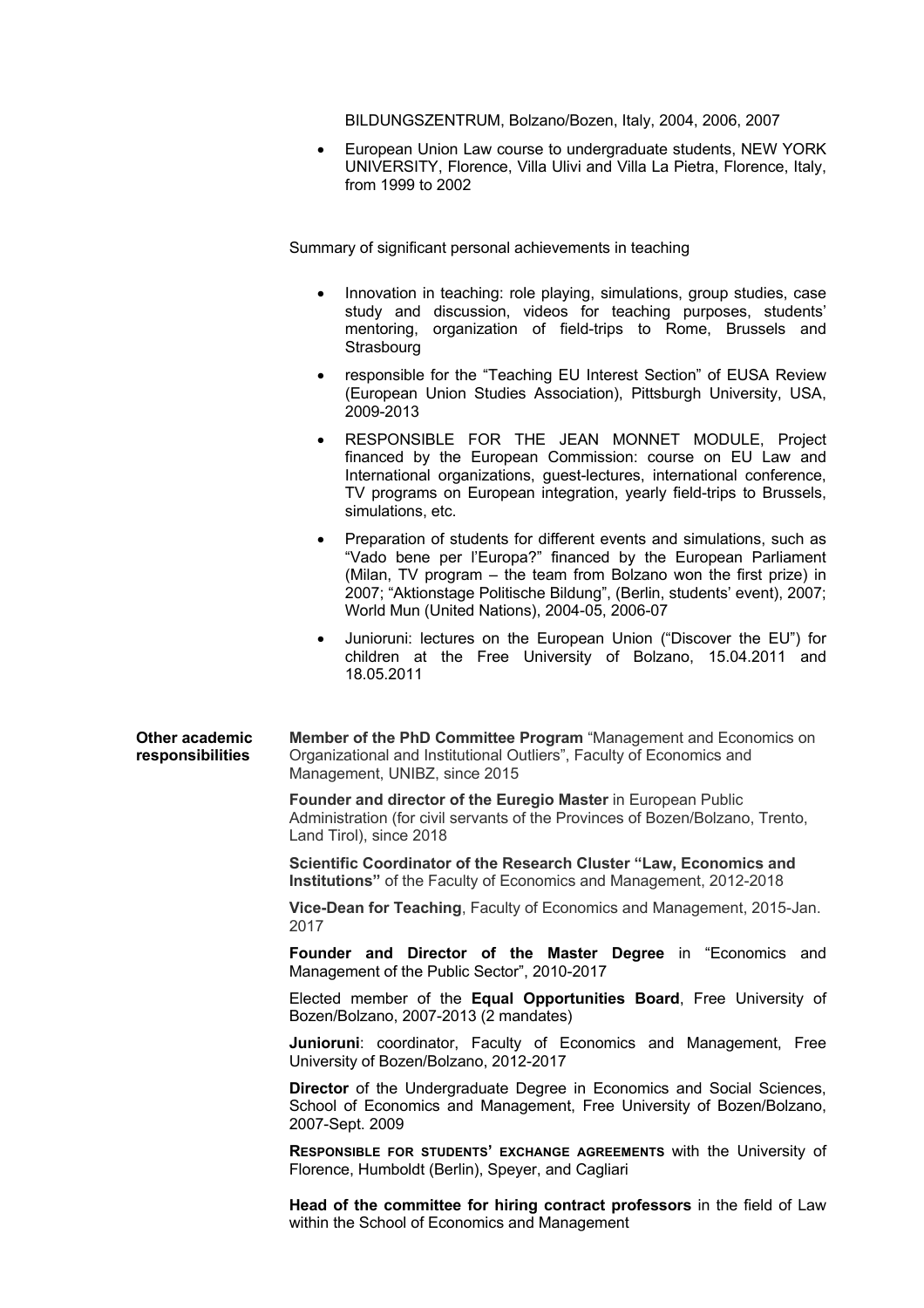BILDUNGSZENTRUM, Bolzano/Bozen, Italy, 2004, 2006, 2007

- European Union Law course to undergraduate students, NEW YORK UNIVERSITY, Florence, Villa Ulivi and Villa La Pietra, Florence, Italy, from 1999 to 2002

Summary of significant personal achievements in teaching

- Innovation in teaching: role playing, simulations, group studies, case study and discussion, videos for teaching purposes, students' mentoring, organization of field-trips to Rome, Brussels and Strasbourg
- responsible for the "Teaching EU Interest Section" of EUSA Review (European Union Studies Association), Pittsburgh University, USA, 2009-2013
- RESPONSIBLE FOR THE JEAN MONNET MODULE, Project financed by the European Commission: course on EU Law and International organizations, guest-lectures, international conference, TV programs on European integration, yearly field-trips to Brussels, simulations, etc.
- Preparation of students for different events and simulations, such as "Vado bene per l'Europa?" financed by the European Parliament (Milan, TV program – the team from Bolzano won the first prize) in 2007; "Aktionstage Politische Bildung", (Berlin, students' event), 2007; World Mun (United Nations), 2004-05, 2006-07
- Junioruni: lectures on the European Union ("Discover the EU") for children at the Free University of Bolzano, 15.04.2011 and 18.05.2011

**Other academic responsibilities**

**Member of the PhD Committee Program** "Management and Economics on Organizational and Institutional Outliers", Faculty of Economics and Management, UNIBZ, since 2015

**Founder and director of the Euregio Master** in European Public Administration (for civil servants of the Provinces of Bozen/Bolzano, Trento, Land Tirol), since 2018

**Scientific Coordinator of the Research Cluster "Law, Economics and Institutions"** of the Faculty of Economics and Management, 2012-2018

**Vice-Dean for Teaching**, Faculty of Economics and Management, 2015-Jan. 2017

**Founder and Director of the Master Degree** in "Economics and Management of the Public Sector", 2010-2017

Elected member of the **Equal Opportunities Board**, Free University of Bozen/Bolzano, 2007-2013 (2 mandates)

**Junioruni**: coordinator, Faculty of Economics and Management, Free University of Bozen/Bolzano, 2012-2017

**Director** of the Undergraduate Degree in Economics and Social Sciences, School of Economics and Management, Free University of Bozen/Bolzano, 2007-Sept. 2009

**RESPONSIBLE FOR STUDENTS' EXCHANGE AGREEMENTS** with the University of Florence, Humboldt (Berlin), Speyer, and Cagliari

**Head of the committee for hiring contract professors** in the field of Law within the School of Economics and Management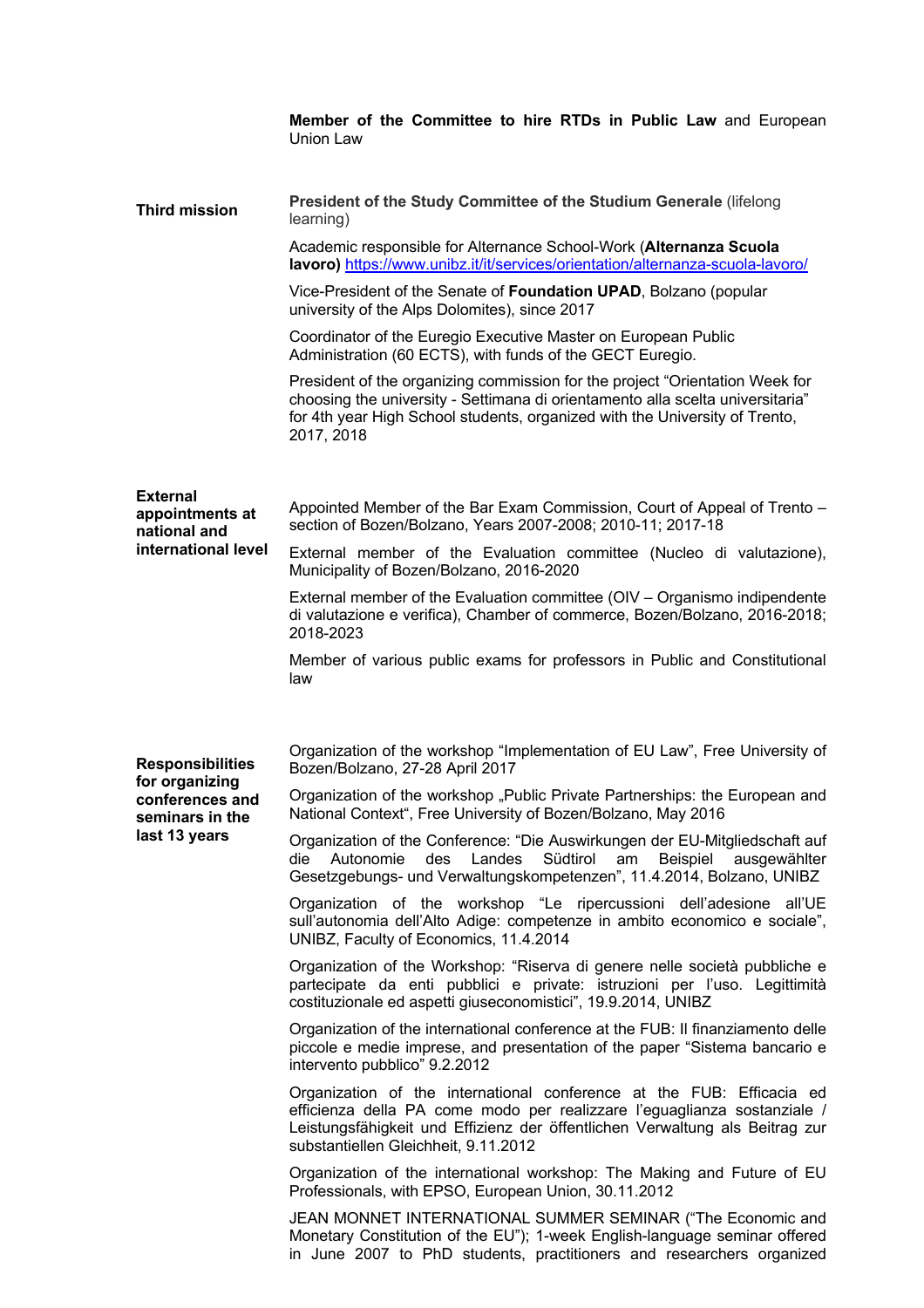**Member of the Committee to hire RTDs in Public Law** and European Union Law

**Third mission**

**President of the Study Committee of the Studium Generale** (lifelong learning)

Academic responsible for Alternance School-Work (**Alternanza Scuola lavoro)** https://www.unibz.it/it/services/orientation/alternanza-scuola-lavoro/

Vice-President of the Senate of **Foundation UPAD**, Bolzano (popular university of the Alps Dolomites), since 2017

Coordinator of the Euregio Executive Master on European Public Administration (60 ECTS), with funds of the GECT Euregio.

President of the organizing commission for the project "Orientation Week for choosing the university - Settimana di orientamento alla scelta universitaria" for 4th year High School students, organized with the University of Trento, 2017, 2018

**External appointments at national and international level**

Appointed Member of the Bar Exam Commission, Court of Appeal of Trento – section of Bozen/Bolzano, Years 2007-2008; 2010-11; 2017-18

External member of the Evaluation committee (Nucleo di valutazione), Municipality of Bozen/Bolzano, 2016-2020

External member of the Evaluation committee (OIV – Organismo indipendente di valutazione e verifica), Chamber of commerce, Bozen/Bolzano, 2016-2018; 2018-2023

Member of various public exams for professors in Public and Constitutional law

**Responsibilities for organizing conferences and seminars in the last 13 years**

Organization of the workshop "Implementation of EU Law", Free University of Bozen/Bolzano, 27-28 April 2017

Organization of the workshop „Public Private Partnerships: the European and National Context", Free University of Bozen/Bolzano, May 2016

Organization of the Conference: "Die Auswirkungen der EU-Mitgliedschaft auf die Autonomie des Landes Südtirol am Beispiel ausgewählter Gesetzgebungs- und Verwaltungskompetenzen", 11.4.2014, Bolzano, UNIBZ

Organization of the workshop "Le ripercussioni dell'adesione all'UE sull'autonomia dell'Alto Adige: competenze in ambito economico e sociale", UNIBZ, Faculty of Economics, 11.4.2014

Organization of the Workshop: "Riserva di genere nelle società pubbliche e partecipate da enti pubblici e private: istruzioni per l'uso. Legittimità costituzionale ed aspetti giuseconomistici", 19.9.2014, UNIBZ

Organization of the international conference at the FUB: Il finanziamento delle piccole e medie imprese, and presentation of the paper "Sistema bancario e intervento pubblico" 9.2.2012

Organization of the international conference at the FUB: Efficacia ed efficienza della PA come modo per realizzare l'eguaglianza sostanziale / Leistungsfähigkeit und Effizienz der öffentlichen Verwaltung als Beitrag zur substantiellen Gleichheit, 9.11.2012

Organization of the international workshop: The Making and Future of EU Professionals, with EPSO, European Union, 30.11.2012

JEAN MONNET INTERNATIONAL SUMMER SEMINAR ("The Economic and Monetary Constitution of the EU"); 1-week English-language seminar offered in June 2007 to PhD students, practitioners and researchers organized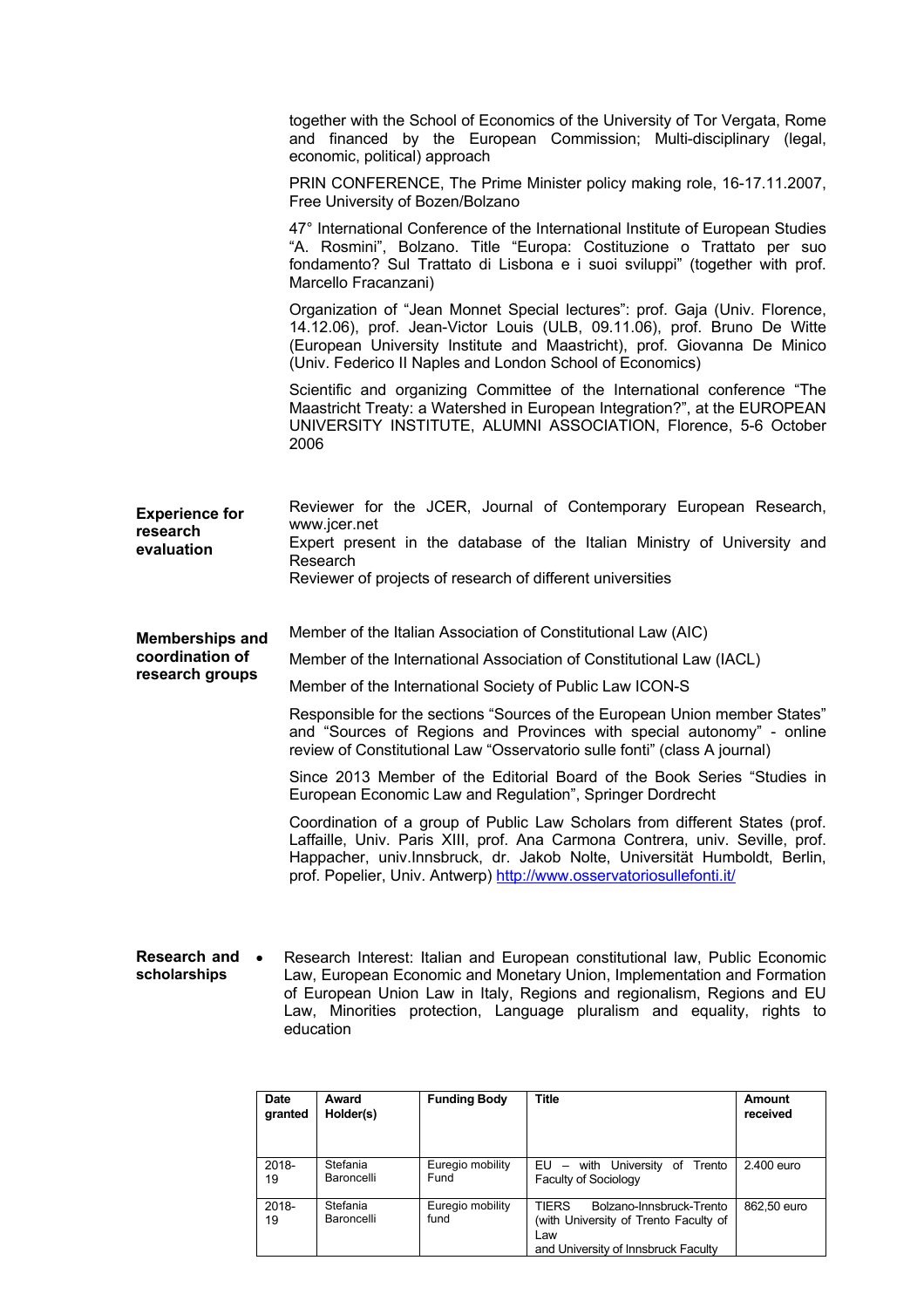together with the School of Economics of the University of Tor Vergata, Rome and financed by the European Commission; Multi-disciplinary (legal, economic, political) approach

PRIN CONFERENCE, The Prime Minister policy making role, 16-17.11.2007, Free University of Bozen/Bolzano

47° International Conference of the International Institute of European Studies "A. Rosmini", Bolzano. Title "Europa: Costituzione o Trattato per suo fondamento? Sul Trattato di Lisbona e i suoi sviluppi" (together with prof. Marcello Fracanzani)

Organization of "Jean Monnet Special lectures": prof. Gaja (Univ. Florence, 14.12.06), prof. Jean-Victor Louis (ULB, 09.11.06), prof. Bruno De Witte (European University Institute and Maastricht), prof. Giovanna De Minico (Univ. Federico II Naples and London School of Economics)

Scientific and organizing Committee of the International conference "The Maastricht Treaty: a Watershed in European Integration?", at the EUROPEAN UNIVERSITY INSTITUTE, ALUMNI ASSOCIATION, Florence, 5-6 October 2006

**Experience for research evaluation**

Reviewer for the JCER, Journal of Contemporary European Research, www.jcer.net
Expert present in the database of the Italian Ministry of University and Research
Reviewer of projects of research of different universities

**Memberships and coordination of research groups**

Member of the Italian Association of Constitutional Law (AIC)

Member of the International Association of Constitutional Law (IACL)

Member of the International Society of Public Law ICON-S

Responsible for the sections "Sources of the European Union member States" and "Sources of Regions and Provinces with special autonomy" - online review of Constitutional Law "Osservatorio sulle fonti" (class A journal)

Since 2013 Member of the Editorial Board of the Book Series "Studies in European Economic Law and Regulation", Springer Dordrecht

Coordination of a group of Public Law Scholars from different States (prof. Laffaille, Univ. Paris XIII, prof. Ana Carmona Contrera, univ. Seville, prof. Happacher, univ.Innsbruck, dr. Jakob Nolte, Universität Humboldt, Berlin, prof. Popelier, Univ. Antwerp) http://www.osservatoriosullefonti.it/

**Research and scholarships**

- Research Interest: Italian and European constitutional law, Public Economic Law, European Economic and Monetary Union, Implementation and Formation of European Union Law in Italy, Regions and regionalism, Regions and EU Law, Minorities protection, Language pluralism and equality, rights to education

| Date granted | Award Holder(s) | Funding Body | Title | Amount received |
|---|---|---|---|---|
| 2018-19 | Stefania Baroncelli | Euregio mobility Fund | EU – with University of Trento Faculty of Sociology | 2.400 euro |
| 2018-19 | Stefania Baroncelli | Euregio mobility fund | TIERS Bolzano-Innsbruck-Trento (with University of Trento Faculty of Law and University of Innsbruck Faculty | 862,50 euro |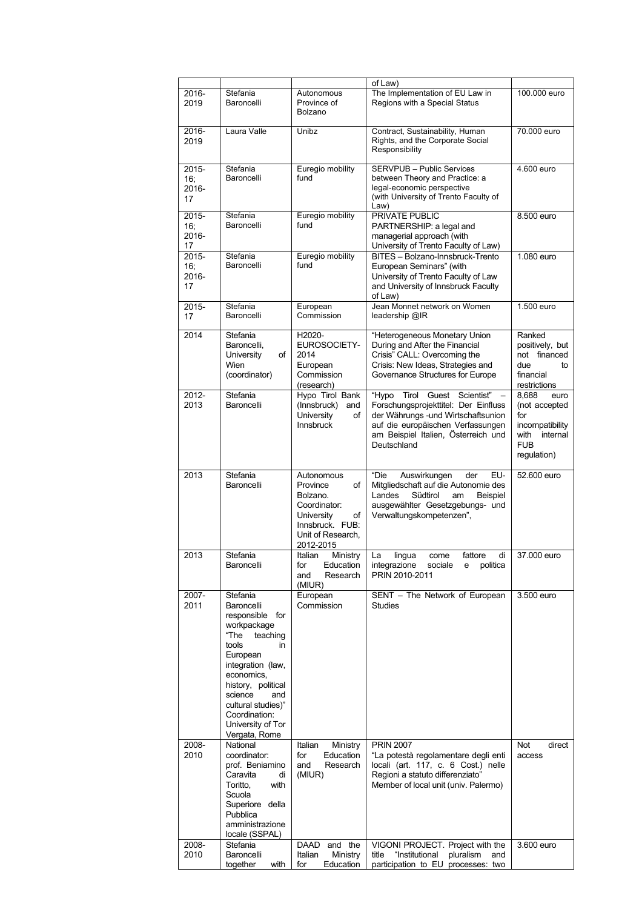| | | | of Law) | |
|---|---|---|---|---|
| 2016-2019 | Stefania Baroncelli | Autonomous Province of Bolzano | The Implementation of EU Law in Regions with a Special Status | 100.000 euro |
| 2016-2019 | Laura Valle | Unibz | Contract, Sustainability, Human Rights, and the Corporate Social Responsibility | 70.000 euro |
| 2015-16; 2016-17 | Stefania Baroncelli | Euregio mobility fund | SERVPUB – Public Services between Theory and Practice: a legal-economic perspective (with University of Trento Faculty of Law) | 4.600 euro |
| 2015-16; 2016-17 | Stefania Baroncelli | Euregio mobility fund | PRIVATE PUBLIC PARTNERSHIP: a legal and managerial approach (with University of Trento Faculty of Law) | 8.500 euro |
| 2015-16; 2016-17 | Stefania Baroncelli | Euregio mobility fund | BITES – Bolzano-Innsbruck-Trento European Seminars" (with University of Trento Faculty of Law and University of Innsbruck Faculty of Law) | 1.080 euro |
| 2015-17 | Stefania Baroncelli | European Commission | Jean Monnet network on Women leadership @IR | 1.500 euro |
| 2014 | Stefania Baroncelli, University of Wien (coordinator) | H2020-EUROSOCIETY-2014 European Commission (research) | "Heterogeneous Monetary Union During and After the Financial Crisis" CALL: Overcoming the Crisis: New Ideas, Strategies and Governance Structures for Europe | Ranked positively, but not financed due to financial restrictions |
| 2012-2013 | Stefania Baroncelli | Hypo Tirol Bank (Innsbruck) and University of Innsbruck | "Hypo Tirol Guest Scientist" – Forschungsprojekttitel: Der Einfluss der Währungs -und Wirtschaftsunion auf die europäischen Verfassungen am Beispiel Italien, Österreich und Deutschland | 8,688 euro (not accepted for incompatibility with internal FUB regulation) |
| 2013 | Stefania Baroncelli | Autonomous Province of Bolzano. Coordinator: University of Innsbruck. FUB: Unit of Research, 2012-2015 | "Die Auswirkungen der EU-Mitgliedschaft auf die Autonomie des Landes Südtirol am Beispiel ausgewählter Gesetzgebungs- und Verwaltungskompetenzen", | 52.600 euro |
| 2013 | Stefania Baroncelli | Italian Ministry for Education and Research (MIUR) | La lingua come fattore di integrazione sociale e politica PRIN 2010-2011 | 37.000 euro |
| 2007-2011 | Stefania Baroncelli responsible for workpackage "The teaching tools in European integration (law, economics, history, political science and cultural studies)" Coordination: University of Tor Vergata, Rome | European Commission | SENT – The Network of European Studies | 3.500 euro |
| 2008-2010 | National coordinator: prof. Beniamino Caravita di Toritto, with Scuola Superiore della Pubblica amministrazione locale (SSPAL) | Italian Ministry for Education and Research (MIUR) | PRIN 2007 "La potestà regolamentare degli enti locali (art. 117, c. 6 Cost.) nelle Regioni a statuto differenziato" Member of local unit (univ. Palermo) | Not direct access |
| 2008-2010 | Stefania Baroncelli together with | DAAD and the Italian Ministry for Education | VIGONI PROJECT. Project with the title "Institutional pluralism and participation to EU processes: two | 3.600 euro |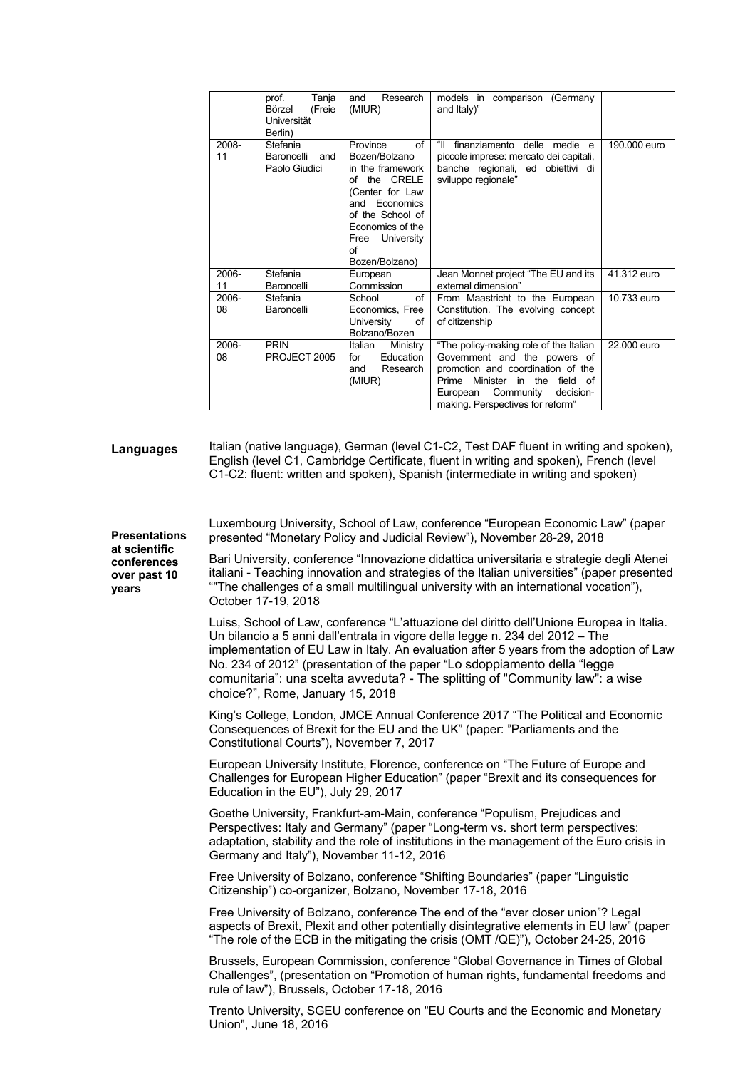|  | prof. Tanja Börzel (Freie Universität Berlin) | and Research (MIUR) | models in comparison (Germany and Italy)" |  |
|---|---|---|---|---|
| 2008-11 | Stefania Baroncelli and Paolo Giudici | Province of Bozen/Bolzano in the framework of the CRELE (Center for Law and Economics of the School of Economics of the Free University of Bozen/Bolzano) | "Il finanziamento delle medie e piccole imprese: mercato dei capitali, banche regionali, ed obiettivi di sviluppo regionale" | 190.000 euro |
| 2006-11 | Stefania Baroncelli | European Commission | Jean Monnet project "The EU and its external dimension" | 41.312 euro |
| 2006-08 | Stefania Baroncelli | School of Economics, Free University of Bolzano/Bozen | From Maastricht to the European Constitution. The evolving concept of citizenship | 10.733 euro |
| 2006-08 | PRIN PROJECT 2005 | Italian Ministry for Education and Research (MIUR) | "The policy-making role of the Italian Government and the powers of promotion and coordination of the Prime Minister in the field of European Community decision-making. Perspectives for reform" | 22.000 euro |

**Languages**

Italian (native language), German (level C1-C2, Test DAF fluent in writing and spoken), English (level C1, Cambridge Certificate, fluent in writing and spoken), French (level C1-C2: fluent: written and spoken), Spanish (intermediate in writing and spoken)

**Presentations at scientific conferences over past 10 years**

Luxembourg University, School of Law, conference "European Economic Law" (paper presented "Monetary Policy and Judicial Review"), November 28-29, 2018

Bari University, conference "Innovazione didattica universitaria e strategie degli Atenei italiani - Teaching innovation and strategies of the Italian universities" (paper presented ""The challenges of a small multilingual university with an international vocation"), October 17-19, 2018

Luiss, School of Law, conference "L'attuazione del diritto dell'Unione Europea in Italia. Un bilancio a 5 anni dall'entrata in vigore della legge n. 234 del 2012 – The implementation of EU Law in Italy. An evaluation after 5 years from the adoption of Law No. 234 of 2012" (presentation of the paper "Lo sdoppiamento della "legge comunitaria": una scelta avveduta? - The splitting of "Community law": a wise choice?", Rome, January 15, 2018

King's College, London, JMCE Annual Conference 2017 "The Political and Economic Consequences of Brexit for the EU and the UK" (paper: "Parliaments and the Constitutional Courts"), November 7, 2017

European University Institute, Florence, conference on "The Future of Europe and Challenges for European Higher Education" (paper "Brexit and its consequences for Education in the EU"), July 29, 2017

Goethe University, Frankfurt-am-Main, conference "Populism, Prejudices and Perspectives: Italy and Germany" (paper "Long-term vs. short term perspectives: adaptation, stability and the role of institutions in the management of the Euro crisis in Germany and Italy"), November 11-12, 2016

Free University of Bolzano, conference "Shifting Boundaries" (paper "Linguistic Citizenship") co-organizer, Bolzano, November 17-18, 2016

Free University of Bolzano, conference The end of the "ever closer union"? Legal aspects of Brexit, Plexit and other potentially disintegrative elements in EU law" (paper "The role of the ECB in the mitigating the crisis (OMT /QE)"), October 24-25, 2016

Brussels, European Commission, conference "Global Governance in Times of Global Challenges", (presentation on "Promotion of human rights, fundamental freedoms and rule of law"), Brussels, October 17-18, 2016

Trento University, SGEU conference on "EU Courts and the Economic and Monetary Union", June 18, 2016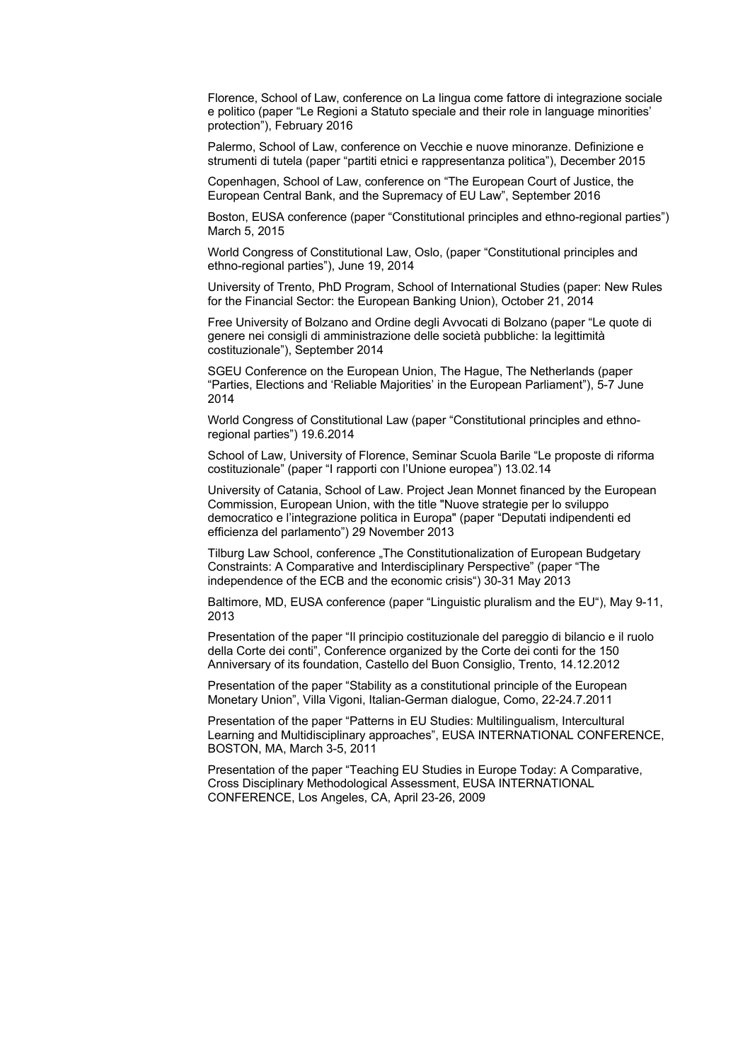Florence, School of Law, conference on La lingua come fattore di integrazione sociale e politico (paper “Le Regioni a Statuto speciale and their role in language minorities’ protection”), February 2016

Palermo, School of Law, conference on Vecchie e nuove minoranze. Definizione e strumenti di tutela (paper “partiti etnici e rappresentanza politica”), December 2015

Copenhagen, School of Law, conference on “The European Court of Justice, the European Central Bank, and the Supremacy of EU Law”, September 2016

Boston, EUSA conference (paper “Constitutional principles and ethno-regional parties”) March 5, 2015

World Congress of Constitutional Law, Oslo, (paper “Constitutional principles and ethno-regional parties”), June 19, 2014

University of Trento, PhD Program, School of International Studies (paper: New Rules for the Financial Sector: the European Banking Union), October 21, 2014

Free University of Bolzano and Ordine degli Avvocati di Bolzano (paper “Le quote di genere nei consigli di amministrazione delle società pubbliche: la legittimità costituzionale”), September 2014

SGEU Conference on the European Union, The Hague, The Netherlands (paper “Parties, Elections and ‘Reliable Majorities’ in the European Parliament”), 5-7 June 2014

World Congress of Constitutional Law (paper “Constitutional principles and ethno-regional parties”) 19.6.2014

School of Law, University of Florence, Seminar Scuola Barile “Le proposte di riforma costituzionale” (paper “I rapporti con l’Unione europea”) 13.02.14

University of Catania, School of Law. Project Jean Monnet financed by the European Commission, European Union, with the title "Nuove strategie per lo sviluppo democratico e l’integrazione politica in Europa" (paper “Deputati indipendenti ed efficienza del parlamento”) 29 November 2013

Tilburg Law School, conference „The Constitutionalization of European Budgetary Constraints: A Comparative and Interdisciplinary Perspective” (paper “The independence of the ECB and the economic crisis“) 30-31 May 2013

Baltimore, MD, EUSA conference (paper “Linguistic pluralism and the EU“), May 9-11, 2013

Presentation of the paper “Il principio costituzionale del pareggio di bilancio e il ruolo della Corte dei conti”, Conference organized by the Corte dei conti for the 150 Anniversary of its foundation, Castello del Buon Consiglio, Trento, 14.12.2012

Presentation of the paper “Stability as a constitutional principle of the European Monetary Union”, Villa Vigoni, Italian-German dialogue, Como, 22-24.7.2011

Presentation of the paper “Patterns in EU Studies: Multilingualism, Intercultural Learning and Multidisciplinary approaches”, EUSA INTERNATIONAL CONFERENCE, BOSTON, MA, March 3-5, 2011

Presentation of the paper “Teaching EU Studies in Europe Today: A Comparative, Cross Disciplinary Methodological Assessment, EUSA INTERNATIONAL CONFERENCE, Los Angeles, CA, April 23-26, 2009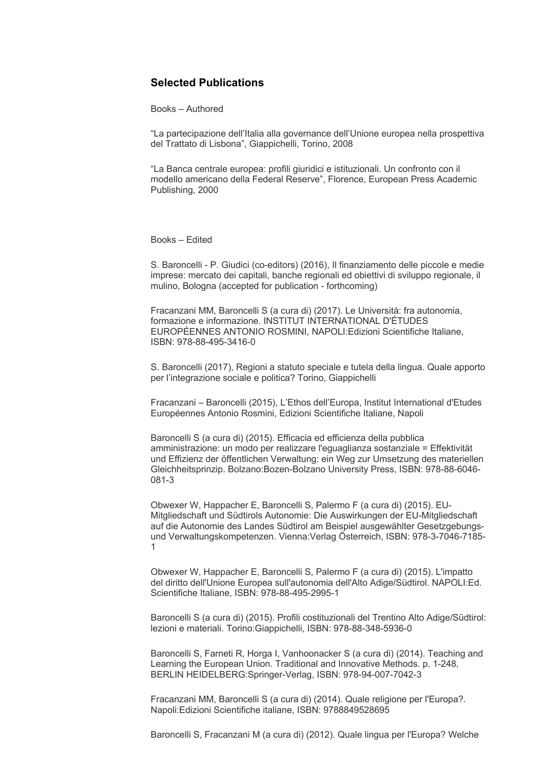## Selected Publications

Books – Authored

“La partecipazione dell’Italia alla governance dell’Unione europea nella prospettiva del Trattato di Lisbona”, Giappichelli, Torino, 2008

“La Banca centrale europea: profili giuridici e istituzionali. Un confronto con il modello americano della Federal Reserve”, Florence, European Press Academic Publishing, 2000

Books – Edited

S. Baroncelli - P. Giudici (co-editors) (2016), Il finanziamento delle piccole e medie imprese: mercato dei capitali, banche regionali ed obiettivi di sviluppo regionale, il mulino, Bologna (accepted for publication - forthcoming)

Fracanzani MM, Baroncelli S (a cura di) (2017). Le Università: fra autonomia, formazione e informazione. INSTITUT INTERNATIONAL D'ÉTUDES EUROPÉENNES ANTONIO ROSMINI, NAPOLI:Edizioni Scientifiche Italiane, ISBN: 978-88-495-3416-0

S. Baroncelli (2017), Regioni a statuto speciale e tutela della lingua. Quale apporto per l’integrazione sociale e politica? Torino, Giappichelli

Fracanzani – Baroncelli (2015), L’Ethos dell’Europa, Institut International d'Etudes Européennes Antonio Rosmini, Edizioni Scientifiche Italiane, Napoli

Baroncelli S (a cura di) (2015). Efficacia ed efficienza della pubblica amministrazione: un modo per realizzare l'eguaglianza sostanziale = Effektivität und Effizienz der öffentlichen Verwaltung: ein Weg zur Umsetzung des materiellen Gleichheitsprinzip. Bolzano:Bozen-Bolzano University Press, ISBN: 978-88-6046-081-3

Obwexer W, Happacher E, Baroncelli S, Palermo F (a cura di) (2015). EU-Mitgliedschaft und Südtirols Autonomie: Die Auswirkungen der EU-Mitgliedschaft auf die Autonomie des Landes Südtirol am Beispiel ausgewählter Gesetzgebungs- und Verwaltungskompetenzen. Vienna:Verlag Österreich, ISBN: 978-3-7046-7185-1

Obwexer W, Happacher E, Baroncelli S, Palermo F (a cura di) (2015). L'impatto del diritto dell'Unione Europea sull'autonomia dell'Alto Adige/Südtirol. NAPOLI:Ed. Scientifiche Italiane, ISBN: 978-88-495-2995-1

Baroncelli S (a cura di) (2015). Profili costituzionali del Trentino Alto Adige/Südtirol: lezioni e materiali. Torino:Giappichelli, ISBN: 978-88-348-5936-0

Baroncelli S, Farneti R, Horga I, Vanhoonacker S (a cura di) (2014). Teaching and Learning the European Union. Traditional and Innovative Methods. p. 1-248, BERLIN HEIDELBERG:Springer-Verlag, ISBN: 978-94-007-7042-3

Fracanzani MM, Baroncelli S (a cura di) (2014). Quale religione per l'Europa?. Napoli:Edizioni Scientifiche italiane, ISBN: 9788849528695

Baroncelli S, Fracanzani M (a cura di) (2012). Quale lingua per l'Europa? Welche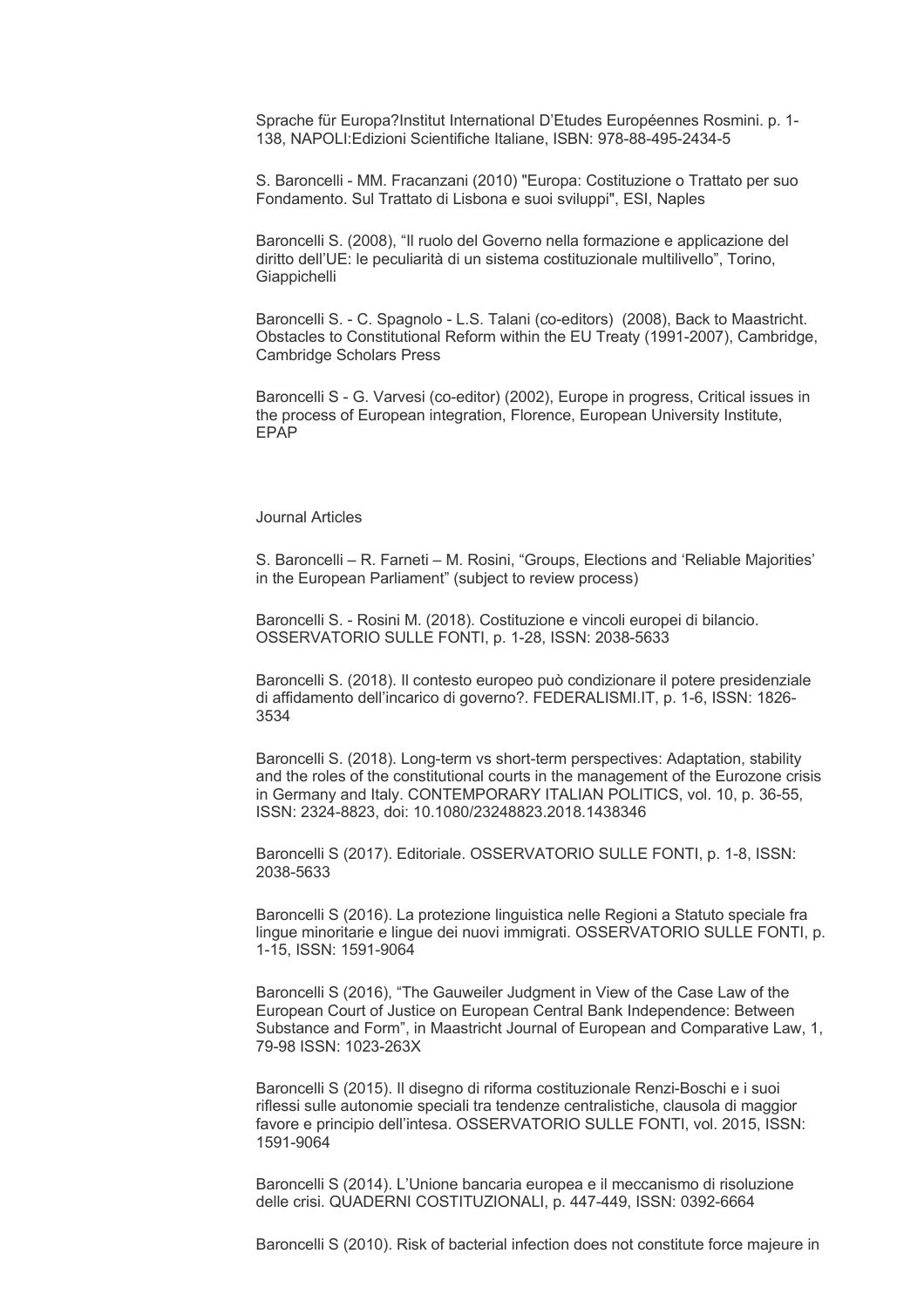Sprache für Europa?Institut International D'Etudes Européennes Rosmini. p. 1-138, NAPOLI:Edizioni Scientifiche Italiane, ISBN: 978-88-495-2434-5

S. Baroncelli - MM. Fracanzani (2010) "Europa: Costituzione o Trattato per suo Fondamento. Sul Trattato di Lisbona e suoi sviluppi", ESI, Naples

Baroncelli S. (2008), "Il ruolo del Governo nella formazione e applicazione del diritto dell'UE: le peculiarità di un sistema costituzionale multilivello", Torino, Giappichelli

Baroncelli S. - C. Spagnolo - L.S. Talani (co-editors) (2008), Back to Maastricht. Obstacles to Constitutional Reform within the EU Treaty (1991-2007), Cambridge, Cambridge Scholars Press

Baroncelli S - G. Varvesi (co-editor) (2002), Europe in progress, Critical issues in the process of European integration, Florence, European University Institute, EPAP

Journal Articles

S. Baroncelli – R. Farneti – M. Rosini, "Groups, Elections and 'Reliable Majorities' in the European Parliament" (subject to review process)

Baroncelli S. - Rosini M. (2018). Costituzione e vincoli europei di bilancio. OSSERVATORIO SULLE FONTI, p. 1-28, ISSN: 2038-5633

Baroncelli S. (2018). Il contesto europeo può condizionare il potere presidenziale di affidamento dell'incarico di governo?. FEDERALISMI.IT, p. 1-6, ISSN: 1826-3534

Baroncelli S. (2018). Long-term vs short-term perspectives: Adaptation, stability and the roles of the constitutional courts in the management of the Eurozone crisis in Germany and Italy. CONTEMPORARY ITALIAN POLITICS, vol. 10, p. 36-55, ISSN: 2324-8823, doi: 10.1080/23248823.2018.1438346

Baroncelli S (2017). Editoriale. OSSERVATORIO SULLE FONTI, p. 1-8, ISSN: 2038-5633

Baroncelli S (2016). La protezione linguistica nelle Regioni a Statuto speciale fra lingue minoritarie e lingue dei nuovi immigrati. OSSERVATORIO SULLE FONTI, p. 1-15, ISSN: 1591-9064

Baroncelli S (2016), "The Gauweiler Judgment in View of the Case Law of the European Court of Justice on European Central Bank Independence: Between Substance and Form", in Maastricht Journal of European and Comparative Law, 1, 79-98 ISSN: 1023-263X

Baroncelli S (2015). Il disegno di riforma costituzionale Renzi-Boschi e i suoi riflessi sulle autonomie speciali tra tendenze centralistiche, clausola di maggior favore e principio dell'intesa. OSSERVATORIO SULLE FONTI, vol. 2015, ISSN: 1591-9064

Baroncelli S (2014). L'Unione bancaria europea e il meccanismo di risoluzione delle crisi. QUADERNI COSTITUZIONALI, p. 447-449, ISSN: 0392-6664

Baroncelli S (2010). Risk of bacterial infection does not constitute force majeure in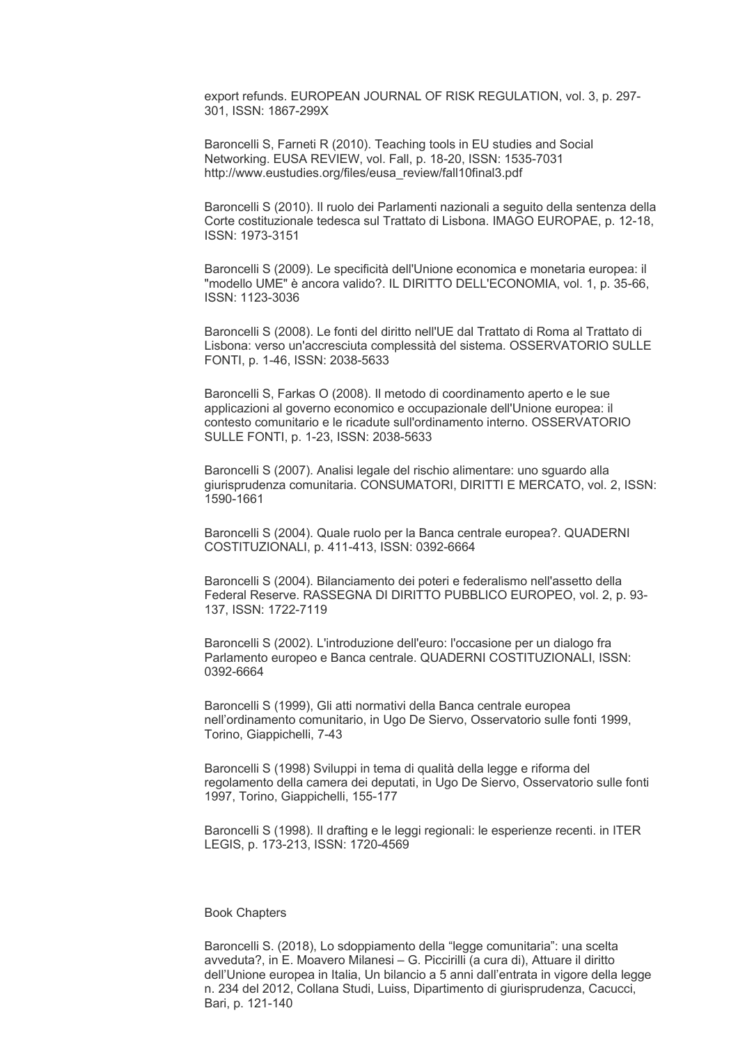export refunds. EUROPEAN JOURNAL OF RISK REGULATION, vol. 3, p. 297-301, ISSN: 1867-299X

Baroncelli S, Farneti R (2010). Teaching tools in EU studies and Social Networking. EUSA REVIEW, vol. Fall, p. 18-20, ISSN: 1535-7031 http://www.eustudies.org/files/eusa_review/fall10final3.pdf

Baroncelli S (2010). Il ruolo dei Parlamenti nazionali a seguito della sentenza della Corte costituzionale tedesca sul Trattato di Lisbona. IMAGO EUROPAE, p. 12-18, ISSN: 1973-3151

Baroncelli S (2009). Le specificità dell'Unione economica e monetaria europea: il "modello UME" è ancora valido?. IL DIRITTO DELL'ECONOMIA, vol. 1, p. 35-66, ISSN: 1123-3036

Baroncelli S (2008). Le fonti del diritto nell'UE dal Trattato di Roma al Trattato di Lisbona: verso un'accresciuta complessità del sistema. OSSERVATORIO SULLE FONTI, p. 1-46, ISSN: 2038-5633

Baroncelli S, Farkas O (2008). Il metodo di coordinamento aperto e le sue applicazioni al governo economico e occupazionale dell'Unione europea: il contesto comunitario e le ricadute sull'ordinamento interno. OSSERVATORIO SULLE FONTI, p. 1-23, ISSN: 2038-5633

Baroncelli S (2007). Analisi legale del rischio alimentare: uno sguardo alla giurisprudenza comunitaria. CONSUMATORI, DIRITTI E MERCATO, vol. 2, ISSN: 1590-1661

Baroncelli S (2004). Quale ruolo per la Banca centrale europea?. QUADERNI COSTITUZIONALI, p. 411-413, ISSN: 0392-6664

Baroncelli S (2004). Bilanciamento dei poteri e federalismo nell'assetto della Federal Reserve. RASSEGNA DI DIRITTO PUBBLICO EUROPEO, vol. 2, p. 93-137, ISSN: 1722-7119

Baroncelli S (2002). L'introduzione dell'euro: l'occasione per un dialogo fra Parlamento europeo e Banca centrale. QUADERNI COSTITUZIONALI, ISSN: 0392-6664

Baroncelli S (1999), Gli atti normativi della Banca centrale europea nell'ordinamento comunitario, in Ugo De Siervo, Osservatorio sulle fonti 1999, Torino, Giappichelli, 7-43

Baroncelli S (1998) Sviluppi in tema di qualità della legge e riforma del regolamento della camera dei deputati, in Ugo De Siervo, Osservatorio sulle fonti 1997, Torino, Giappichelli, 155-177

Baroncelli S (1998). Il drafting e le leggi regionali: le esperienze recenti. in ITER LEGIS, p. 173-213, ISSN: 1720-4569

Book Chapters

Baroncelli S. (2018), Lo sdoppiamento della "legge comunitaria": una scelta avveduta?, in E. Moavero Milanesi – G. Piccirilli (a cura di), Attuare il diritto dell'Unione europea in Italia, Un bilancio a 5 anni dall'entrata in vigore della legge n. 234 del 2012, Collana Studi, Luiss, Dipartimento di giurisprudenza, Cacucci, Bari, p. 121-140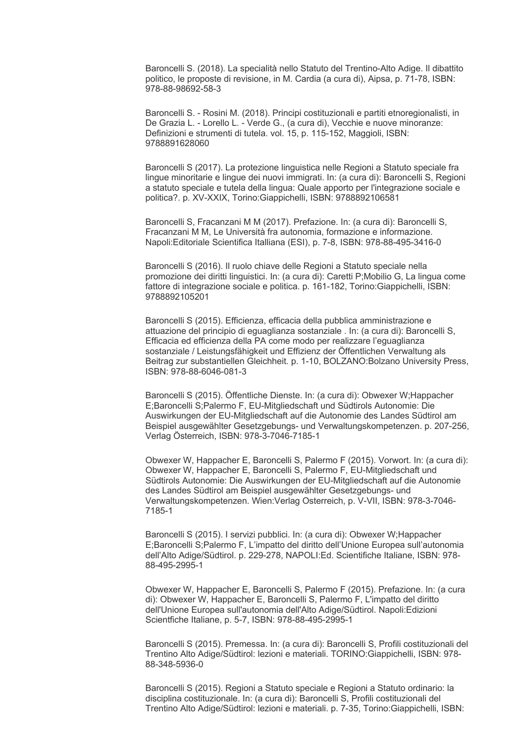Baroncelli S. (2018). La specialità nello Statuto del Trentino-Alto Adige. Il dibattito politico, le proposte di revisione, in M. Cardia (a cura di), Aipsa, p. 71-78, ISBN: 978-88-98692-58-3

Baroncelli S. - Rosini M. (2018). Principi costituzionali e partiti etnoregionalisti, in De Grazia L. - Lorello L. - Verde G., (a cura di), Vecchie e nuove minoranze: Definizioni e strumenti di tutela. vol. 15, p. 115-152, Maggioli, ISBN: 9788891628060

Baroncelli S (2017). La protezione linguistica nelle Regioni a Statuto speciale fra lingue minoritarie e lingue dei nuovi immigrati. In: (a cura di): Baroncelli S, Regioni a statuto speciale e tutela della lingua: Quale apporto per l'integrazione sociale e politica?. p. XV-XXIX, Torino:Giappichelli, ISBN: 9788892106581

Baroncelli S, Fracanzani M M (2017). Prefazione. In: (a cura di): Baroncelli S, Fracanzani M M, Le Università fra autonomia, formazione e informazione. Napoli:Editoriale Scientifica Itialiana (ESI), p. 7-8, ISBN: 978-88-495-3416-0

Baroncelli S (2016). Il ruolo chiave delle Regioni a Statuto speciale nella promozione dei diritti linguistici. In: (a cura di): Caretti P;Mobilio G, La lingua come fattore di integrazione sociale e politica. p. 161-182, Torino:Giappichelli, ISBN: 9788892105201

Baroncelli S (2015). Efficienza, efficacia della pubblica amministrazione e attuazione del principio di eguaglianza sostanziale . In: (a cura di): Baroncelli S, Efficacia ed efficienza della PA come modo per realizzare l'eguaglianza sostanziale / Leistungsfähigkeit und Effizienz der Öffentlichen Verwaltung als Beitrag zur substantiellen Gleichheit. p. 1-10, BOLZANO:Bolzano University Press, ISBN: 978-88-6046-081-3

Baroncelli S (2015). Öffentliche Dienste. In: (a cura di): Obwexer W;Happacher E;Baroncelli S;Palermo F, EU-Mitgliedschaft und Südtirols Autonomie: Die Auswirkungen der EU-Mitgliedschaft auf die Autonomie des Landes Südtirol am Beispiel ausgewählter Gesetzgebungs- und Verwaltungskompetenzen. p. 207-256, Verlag Österreich, ISBN: 978-3-7046-7185-1

Obwexer W, Happacher E, Baroncelli S, Palermo F (2015). Vorwort. In: (a cura di): Obwexer W, Happacher E, Baroncelli S, Palermo F, EU-Mitgliedschaft und Südtirols Autonomie: Die Auswirkungen der EU-Mitgliedschaft auf die Autonomie des Landes Südtirol am Beispiel ausgewählter Gesetzgebungs- und Verwaltungskompetenzen. Wien:Verlag Osterreich, p. V-VII, ISBN: 978-3-7046-7185-1

Baroncelli S (2015). I servizi pubblici. In: (a cura di): Obwexer W;Happacher E;Baroncelli S;Palermo F, L'impatto del diritto dell'Unione Europea sull'autonomia dell'Alto Adige/Südtirol. p. 229-278, NAPOLI:Ed. Scientifiche Italiane, ISBN: 978-88-495-2995-1

Obwexer W, Happacher E, Baroncelli S, Palermo F (2015). Prefazione. In: (a cura di): Obwexer W, Happacher E, Baroncelli S, Palermo F, L'impatto del diritto dell'Unione Europea sull'autonomia dell'Alto Adige/Südtirol. Napoli:Edizioni Scientfiche Italiane, p. 5-7, ISBN: 978-88-495-2995-1

Baroncelli S (2015). Premessa. In: (a cura di): Baroncelli S, Profili costituzionali del Trentino Alto Adige/Südtirol: lezioni e materiali. TORINO:Giappichelli, ISBN: 978-88-348-5936-0

Baroncelli S (2015). Regioni a Statuto speciale e Regioni a Statuto ordinario: la disciplina costituzionale. In: (a cura di): Baroncelli S, Profili costituzionali del Trentino Alto Adige/Südtirol: lezioni e materiali. p. 7-35, Torino:Giappichelli, ISBN: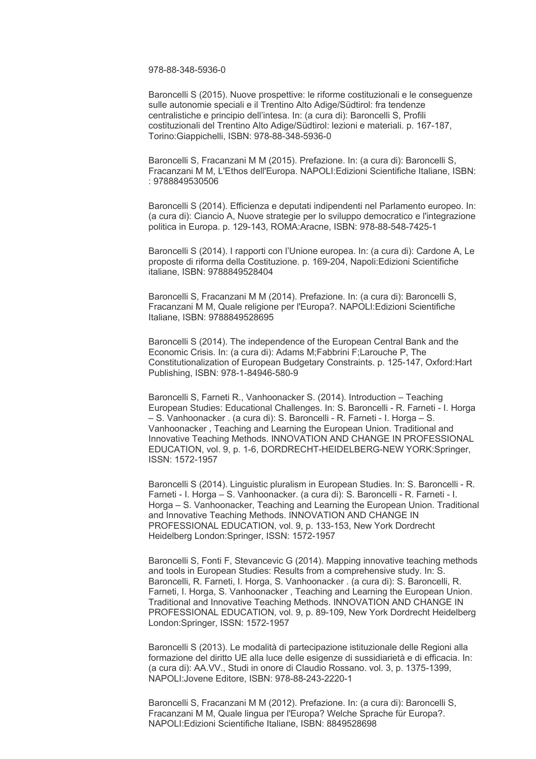978-88-348-5936-0

Baroncelli S (2015). Nuove prospettive: le riforme costituzionali e le conseguenze sulle autonomie speciali e il Trentino Alto Adige/Südtirol: fra tendenze centralistiche e principio dell'intesa. In: (a cura di): Baroncelli S, Profili costituzionali del Trentino Alto Adige/Südtirol: lezioni e materiali. p. 167-187, Torino:Giappichelli, ISBN: 978-88-348-5936-0

Baroncelli S, Fracanzani M M (2015). Prefazione. In: (a cura di): Baroncelli S, Fracanzani M M, L'Ethos dell'Europa. NAPOLI:Edizioni Scientifiche Italiane, ISBN: : 9788849530506

Baroncelli S (2014). Efficienza e deputati indipendenti nel Parlamento europeo. In: (a cura di): Ciancio A, Nuove strategie per lo sviluppo democratico e l'integrazione politica in Europa. p. 129-143, ROMA:Aracne, ISBN: 978-88-548-7425-1

Baroncelli S (2014). I rapporti con l'Unione europea. In: (a cura di): Cardone A, Le proposte di riforma della Costituzione. p. 169-204, Napoli:Edizioni Scientifiche italiane, ISBN: 9788849528404

Baroncelli S, Fracanzani M M (2014). Prefazione. In: (a cura di): Baroncelli S, Fracanzani M M, Quale religione per l'Europa?. NAPOLI:Edizioni Scientifiche Italiane, ISBN: 9788849528695

Baroncelli S (2014). The independence of the European Central Bank and the Economic Crisis. In: (a cura di): Adams M;Fabbrini F;Larouche P, The Constitutionalization of European Budgetary Constraints. p. 125-147, Oxford:Hart Publishing, ISBN: 978-1-84946-580-9

Baroncelli S, Farneti R., Vanhoonacker S. (2014). Introduction – Teaching European Studies: Educational Challenges. In: S. Baroncelli - R. Farneti - I. Horga – S. Vanhoonacker . (a cura di): S. Baroncelli - R. Farneti - I. Horga – S. Vanhoonacker , Teaching and Learning the European Union. Traditional and Innovative Teaching Methods. INNOVATION AND CHANGE IN PROFESSIONAL EDUCATION, vol. 9, p. 1-6, DORDRECHT-HEIDELBERG-NEW YORK:Springer, ISSN: 1572-1957

Baroncelli S (2014). Linguistic pluralism in European Studies. In: S. Baroncelli - R. Farneti - I. Horga – S. Vanhoonacker. (a cura di): S. Baroncelli - R. Farneti - I. Horga – S. Vanhoonacker, Teaching and Learning the European Union. Traditional and Innovative Teaching Methods. INNOVATION AND CHANGE IN PROFESSIONAL EDUCATION, vol. 9, p. 133-153, New York Dordrecht Heidelberg London:Springer, ISSN: 1572-1957

Baroncelli S, Fonti F, Stevancevic G (2014). Mapping innovative teaching methods and tools in European Studies: Results from a comprehensive study. In: S. Baroncelli, R. Farneti, I. Horga, S. Vanhoonacker . (a cura di): S. Baroncelli, R. Farneti, I. Horga, S. Vanhoonacker , Teaching and Learning the European Union. Traditional and Innovative Teaching Methods. INNOVATION AND CHANGE IN PROFESSIONAL EDUCATION, vol. 9, p. 89-109, New York Dordrecht Heidelberg London:Springer, ISSN: 1572-1957

Baroncelli S (2013). Le modalità di partecipazione istituzionale delle Regioni alla formazione del diritto UE alla luce delle esigenze di sussidiarietà e di efficacia. In: (a cura di): AA.VV., Studi in onore di Claudio Rossano. vol. 3, p. 1375-1399, NAPOLI:Jovene Editore, ISBN: 978-88-243-2220-1

Baroncelli S, Fracanzani M M (2012). Prefazione. In: (a cura di): Baroncelli S, Fracanzani M M, Quale lingua per l'Europa? Welche Sprache für Europa?. NAPOLI:Edizioni Scientifiche Italiane, ISBN: 8849528698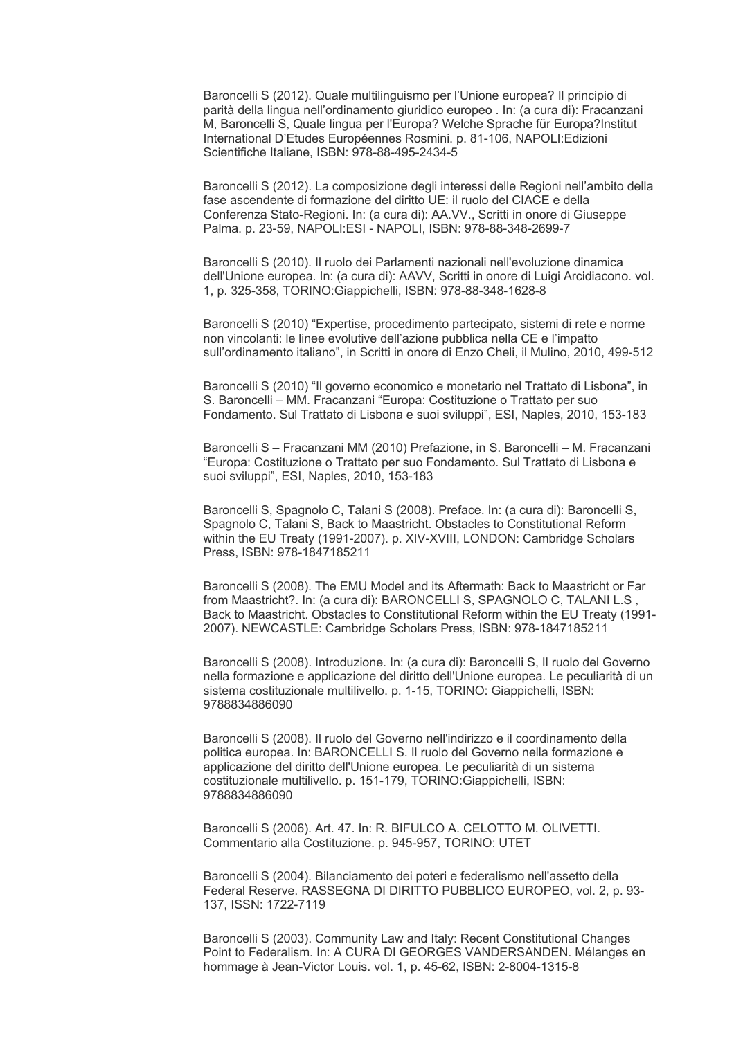Baroncelli S (2012). Quale multilinguismo per l'Unione europea? Il principio di parità della lingua nell'ordinamento giuridico europeo . In: (a cura di): Fracanzani M, Baroncelli S, Quale lingua per l'Europa? Welche Sprache für Europa?Institut International D'Etudes Européennes Rosmini. p. 81-106, NAPOLI:Edizioni Scientifiche Italiane, ISBN: 978-88-495-2434-5

Baroncelli S (2012). La composizione degli interessi delle Regioni nell'ambito della fase ascendente di formazione del diritto UE: il ruolo del CIACE e della Conferenza Stato-Regioni. In: (a cura di): AA.VV., Scritti in onore di Giuseppe Palma. p. 23-59, NAPOLI:ESI - NAPOLI, ISBN: 978-88-348-2699-7

Baroncelli S (2010). Il ruolo dei Parlamenti nazionali nell'evoluzione dinamica dell'Unione europea. In: (a cura di): AAVV, Scritti in onore di Luigi Arcidiacono. vol. 1, p. 325-358, TORINO:Giappichelli, ISBN: 978-88-348-1628-8

Baroncelli S (2010) "Expertise, procedimento partecipato, sistemi di rete e norme non vincolanti: le linee evolutive dell'azione pubblica nella CE e l'impatto sull'ordinamento italiano", in Scritti in onore di Enzo Cheli, il Mulino, 2010, 499-512

Baroncelli S (2010) "Il governo economico e monetario nel Trattato di Lisbona", in S. Baroncelli – MM. Fracanzani "Europa: Costituzione o Trattato per suo Fondamento. Sul Trattato di Lisbona e suoi sviluppi", ESI, Naples, 2010, 153-183

Baroncelli S – Fracanzani MM (2010) Prefazione, in S. Baroncelli – M. Fracanzani "Europa: Costituzione o Trattato per suo Fondamento. Sul Trattato di Lisbona e suoi sviluppi", ESI, Naples, 2010, 153-183

Baroncelli S, Spagnolo C, Talani S (2008). Preface. In: (a cura di): Baroncelli S, Spagnolo C, Talani S, Back to Maastricht. Obstacles to Constitutional Reform within the EU Treaty (1991-2007). p. XIV-XVIII, LONDON: Cambridge Scholars Press, ISBN: 978-1847185211

Baroncelli S (2008). The EMU Model and its Aftermath: Back to Maastricht or Far from Maastricht?. In: (a cura di): BARONCELLI S, SPAGNOLO C, TALANI L.S , Back to Maastricht. Obstacles to Constitutional Reform within the EU Treaty (1991-2007). NEWCASTLE: Cambridge Scholars Press, ISBN: 978-1847185211

Baroncelli S (2008). Introduzione. In: (a cura di): Baroncelli S, Il ruolo del Governo nella formazione e applicazione del diritto dell'Unione europea. Le peculiarità di un sistema costituzionale multilivello. p. 1-15, TORINO: Giappichelli, ISBN: 9788834886090

Baroncelli S (2008). Il ruolo del Governo nell'indirizzo e il coordinamento della politica europea. In: BARONCELLI S. Il ruolo del Governo nella formazione e applicazione del diritto dell'Unione europea. Le peculiarità di un sistema costituzionale multilivello. p. 151-179, TORINO:Giappichelli, ISBN: 9788834886090

Baroncelli S (2006). Art. 47. In: R. BIFULCO A. CELOTTO M. OLIVETTI. Commentario alla Costituzione. p. 945-957, TORINO: UTET

Baroncelli S (2004). Bilanciamento dei poteri e federalismo nell'assetto della Federal Reserve. RASSEGNA DI DIRITTO PUBBLICO EUROPEO, vol. 2, p. 93-137, ISSN: 1722-7119

Baroncelli S (2003). Community Law and Italy: Recent Constitutional Changes Point to Federalism. In: A CURA DI GEORGES VANDERSANDEN. Mélanges en hommage à Jean-Victor Louis. vol. 1, p. 45-62, ISBN: 2-8004-1315-8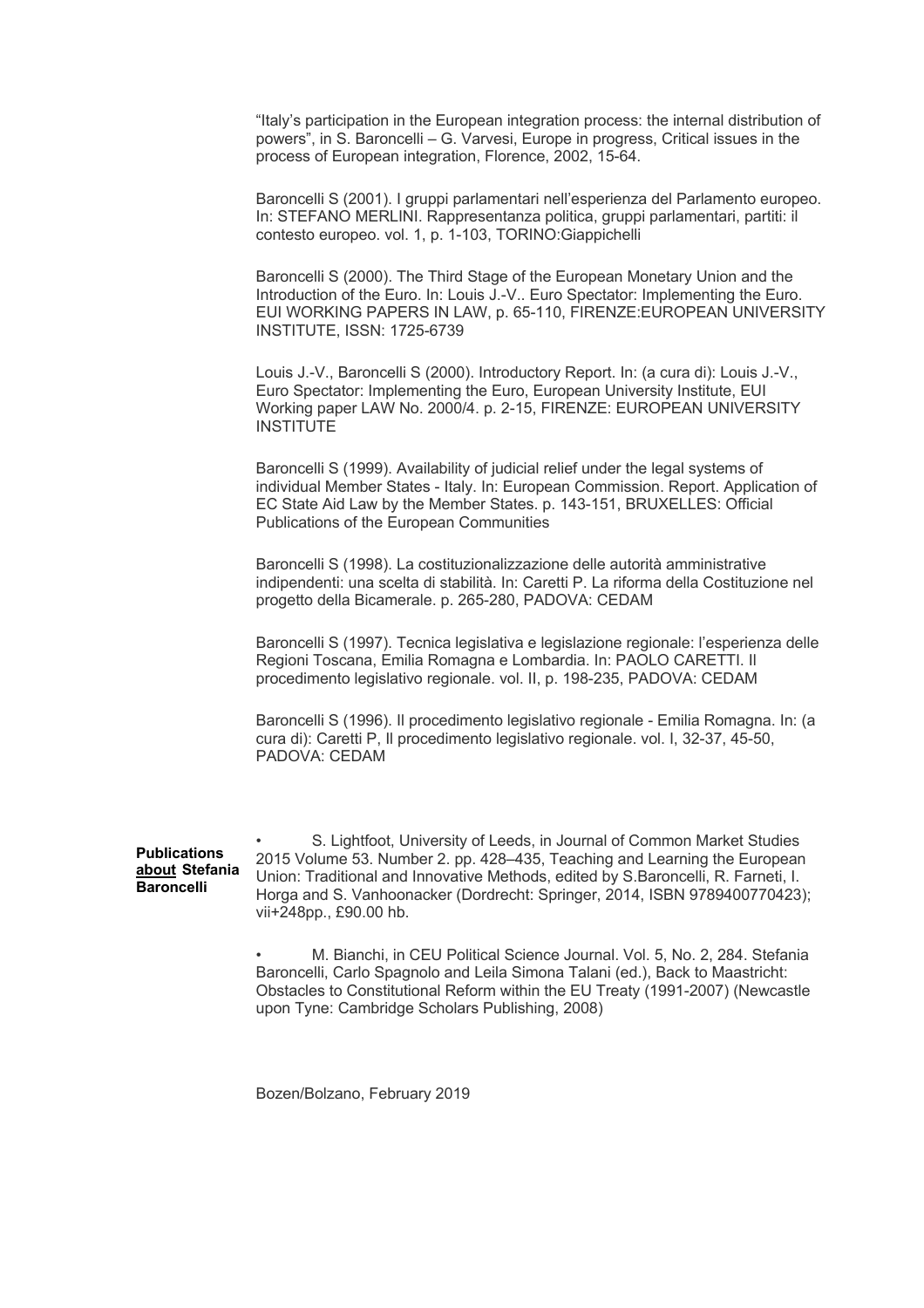"Italy's participation in the European integration process: the internal distribution of powers", in S. Baroncelli – G. Varvesi, Europe in progress, Critical issues in the process of European integration, Florence, 2002, 15-64.

Baroncelli S (2001). I gruppi parlamentari nell'esperienza del Parlamento europeo. In: STEFANO MERLINI. Rappresentanza politica, gruppi parlamentari, partiti: il contesto europeo. vol. 1, p. 1-103, TORINO:Giappichelli

Baroncelli S (2000). The Third Stage of the European Monetary Union and the Introduction of the Euro. In: Louis J.-V.. Euro Spectator: Implementing the Euro. EUI WORKING PAPERS IN LAW, p. 65-110, FIRENZE:EUROPEAN UNIVERSITY INSTITUTE, ISSN: 1725-6739

Louis J.-V., Baroncelli S (2000). Introductory Report. In: (a cura di): Louis J.-V., Euro Spectator: Implementing the Euro, European University Institute, EUI Working paper LAW No. 2000/4. p. 2-15, FIRENZE: EUROPEAN UNIVERSITY INSTITUTE

Baroncelli S (1999). Availability of judicial relief under the legal systems of individual Member States - Italy. In: European Commission. Report. Application of EC State Aid Law by the Member States. p. 143-151, BRUXELLES: Official Publications of the European Communities

Baroncelli S (1998). La costituzionalizzazione delle autorità amministrative indipendenti: una scelta di stabilità. In: Caretti P. La riforma della Costituzione nel progetto della Bicamerale. p. 265-280, PADOVA: CEDAM

Baroncelli S (1997). Tecnica legislativa e legislazione regionale: l'esperienza delle Regioni Toscana, Emilia Romagna e Lombardia. In: PAOLO CARETTI. Il procedimento legislativo regionale. vol. II, p. 198-235, PADOVA: CEDAM

Baroncelli S (1996). Il procedimento legislativo regionale - Emilia Romagna. In: (a cura di): Caretti P, Il procedimento legislativo regionale. vol. I, 32-37, 45-50, PADOVA: CEDAM

**Publications <u>about</u> Stefania Baroncelli**

- S. Lightfoot, University of Leeds, in Journal of Common Market Studies 2015 Volume 53. Number 2. pp. 428–435, Teaching and Learning the European Union: Traditional and Innovative Methods, edited by S.Baroncelli, R. Farneti, I. Horga and S. Vanhoonacker (Dordrecht: Springer, 2014, ISBN 9789400770423); vii+248pp., £90.00 hb.

- M. Bianchi, in CEU Political Science Journal. Vol. 5, No. 2, 284. Stefania Baroncelli, Carlo Spagnolo and Leila Simona Talani (ed.), Back to Maastricht: Obstacles to Constitutional Reform within the EU Treaty (1991-2007) (Newcastle upon Tyne: Cambridge Scholars Publishing, 2008)

Bozen/Bolzano, February 2019